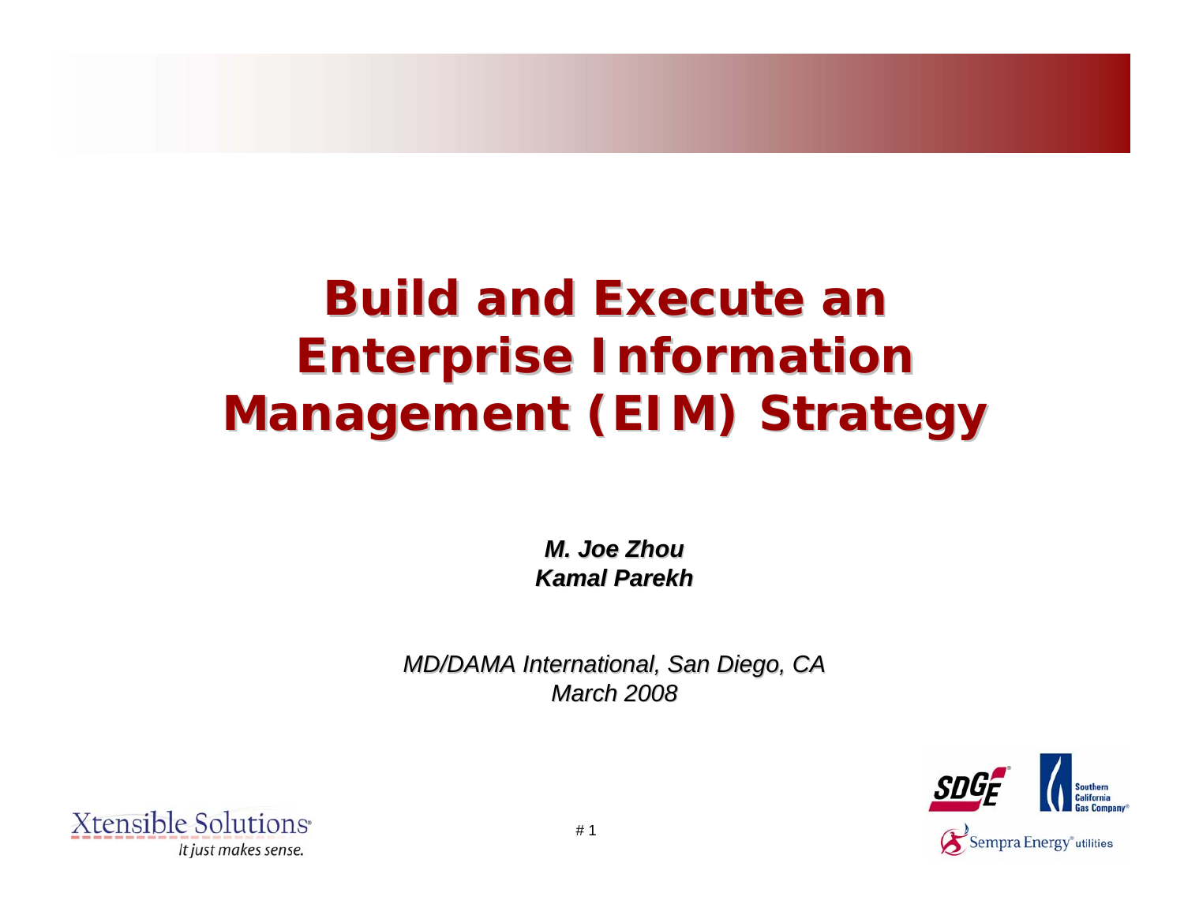# Build and Execute an Enterprise Information Management (EIM) Strategy

***M. Joe Zhou***
***Kamal Parekh***

*MD/DAMA International, San Diego, CA*
*March 2008*

Xtensible Solutions
*It just makes sense.*

SDGE
Southern California Gas Company
Sempra Energy utilities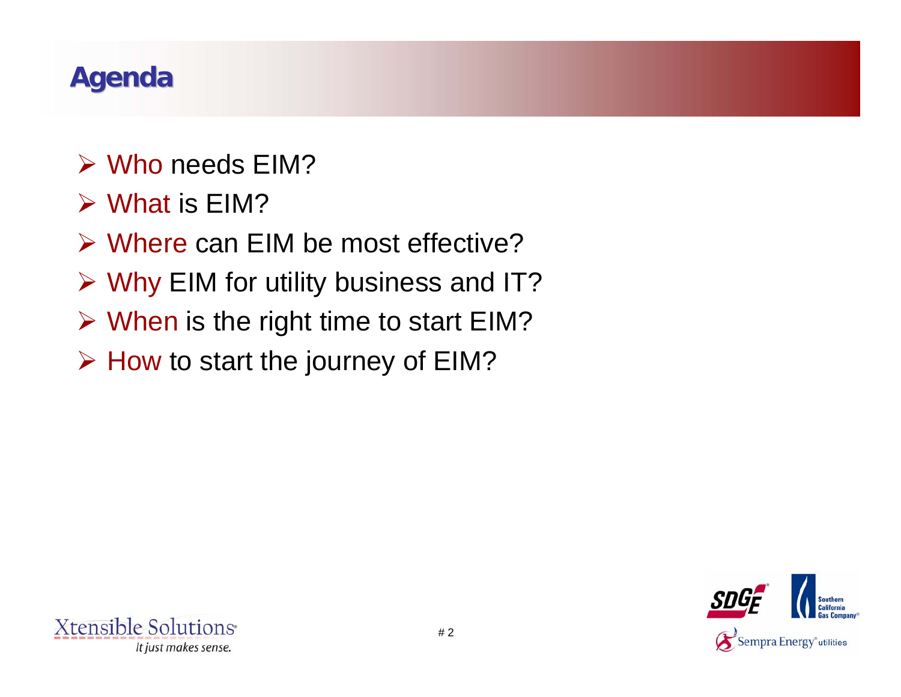# Agenda

- Who needs EIM?
- What is EIM?
- Where can EIM be most effective?
- Why EIM for utility business and IT?
- When is the right time to start EIM?
- How to start the journey of EIM?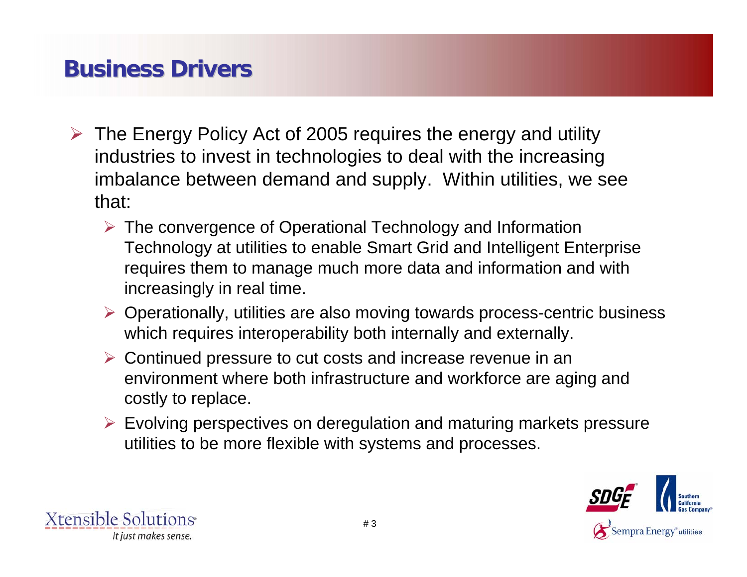# Business Drivers

- The Energy Policy Act of 2005 requires the energy and utility industries to invest in technologies to deal with the increasing imbalance between demand and supply. Within utilities, we see that:
  - The convergence of Operational Technology and Information Technology at utilities to enable Smart Grid and Intelligent Enterprise requires them to manage much more data and information and with increasingly in real time.
  - Operationally, utilities are also moving towards process-centric business which requires interoperability both internally and externally.
  - Continued pressure to cut costs and increase revenue in an environment where both infrastructure and workforce are aging and costly to replace.
  - Evolving perspectives on deregulation and maturing markets pressure utilities to be more flexible with systems and processes.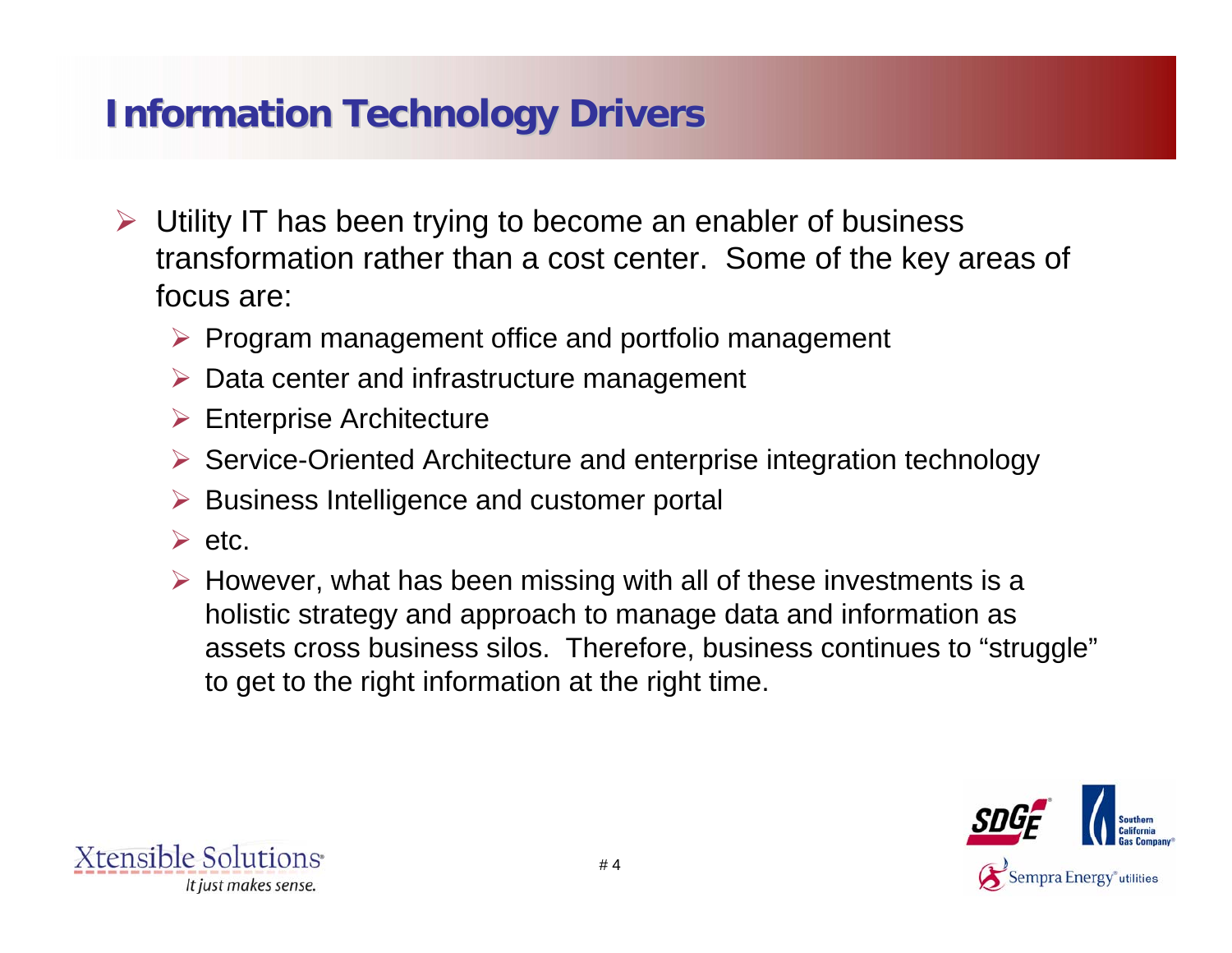# Information Technology Drivers

- Utility IT has been trying to become an enabler of business transformation rather than a cost center. Some of the key areas of focus are:
  - Program management office and portfolio management
  - Data center and infrastructure management
  - Enterprise Architecture
  - Service-Oriented Architecture and enterprise integration technology
  - Business Intelligence and customer portal
  - etc.
  - However, what has been missing with all of these investments is a holistic strategy and approach to manage data and information as assets cross business silos. Therefore, business continues to "struggle" to get to the right information at the right time.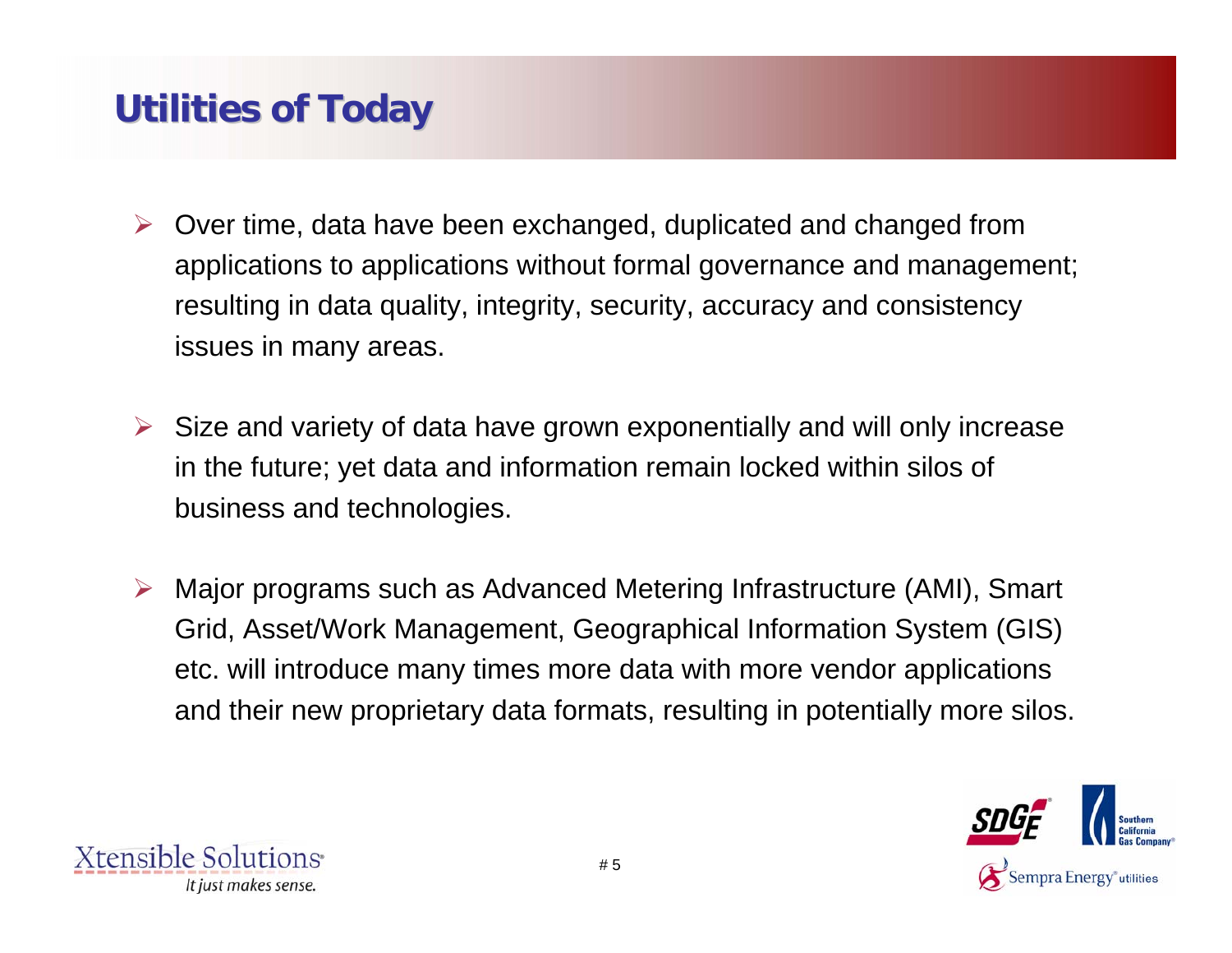# Utilities of Today

- Over time, data have been exchanged, duplicated and changed from applications to applications without formal governance and management; resulting in data quality, integrity, security, accuracy and consistency issues in many areas.

- Size and variety of data have grown exponentially and will only increase in the future; yet data and information remain locked within silos of business and technologies.

- Major programs such as Advanced Metering Infrastructure (AMI), Smart Grid, Asset/Work Management, Geographical Information System (GIS) etc. will introduce many times more data with more vendor applications and their new proprietary data formats, resulting in potentially more silos.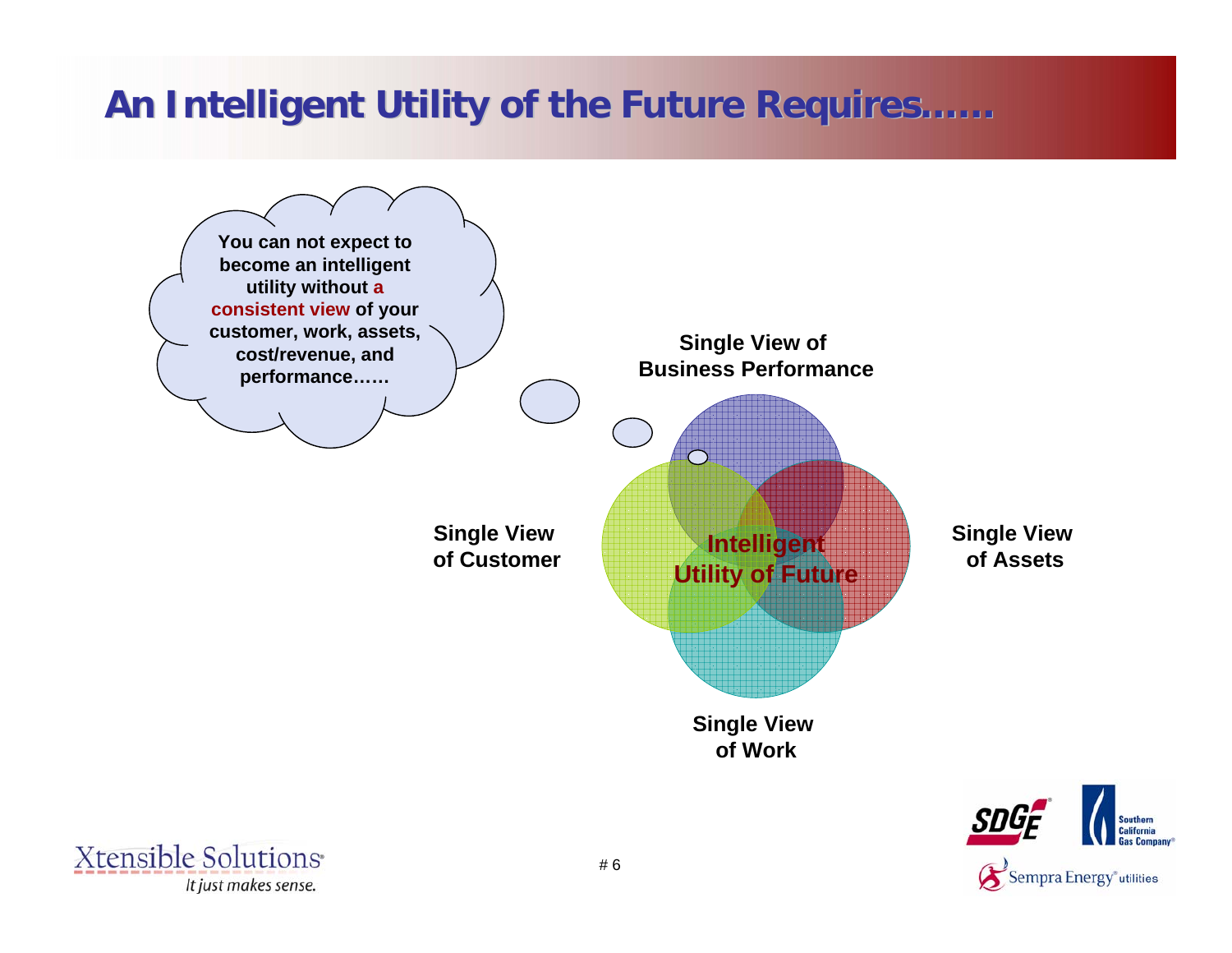# An Intelligent Utility of the Future Requires……

You can not expect to become an intelligent utility without a consistent view of your customer, work, assets, cost/revenue, and performance……

**Single View of Business Performance**

**Single View of Customer**

**Intelligent Utility of Future**

**Single View of Assets**

**Single View of Work**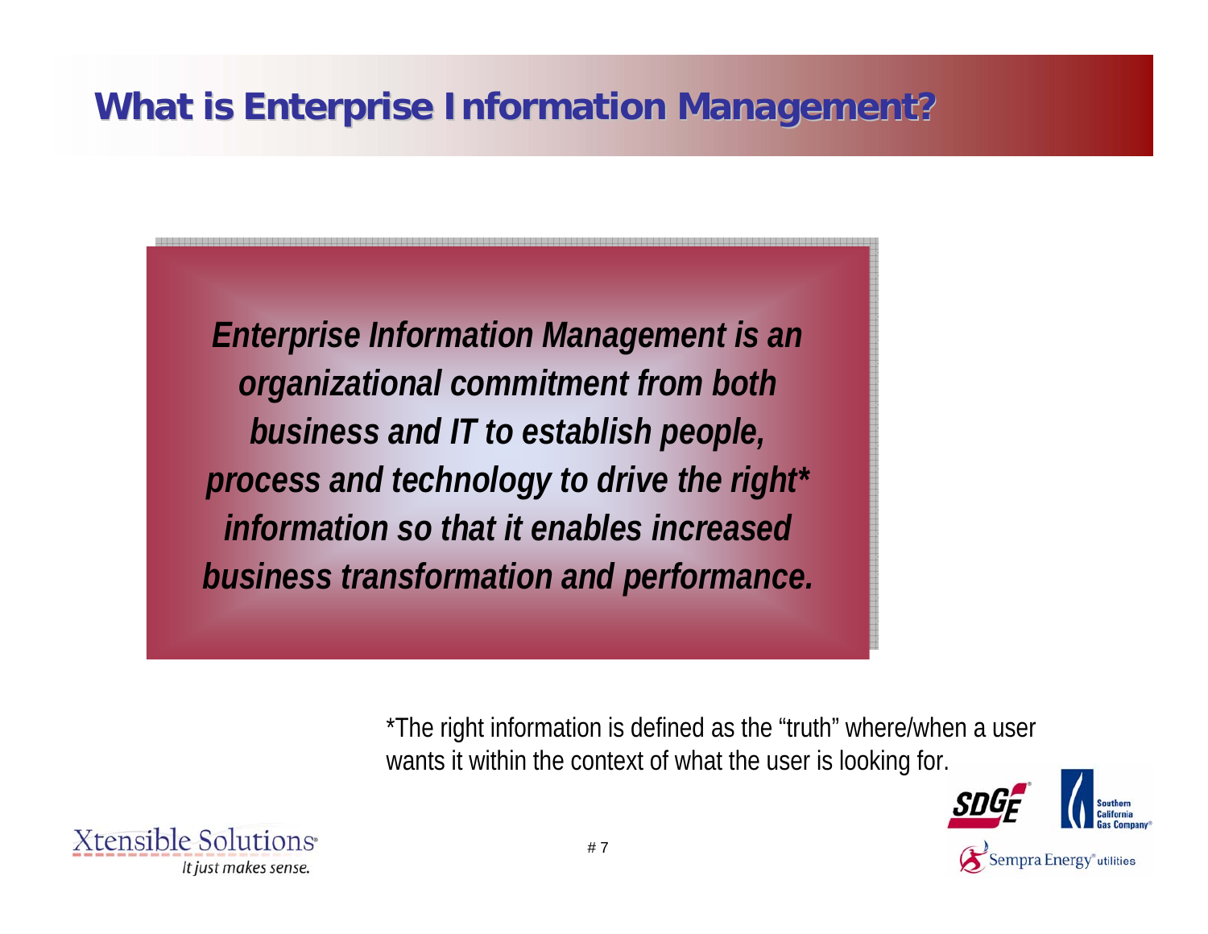# What is Enterprise Information Management?

***Enterprise Information Management is an organizational commitment from both business and IT to establish people, process and technology to drive the right* information so that it enables increased business transformation and performance.***

*The right information is defined as the "truth" where/when a user wants it within the context of what the user is looking for.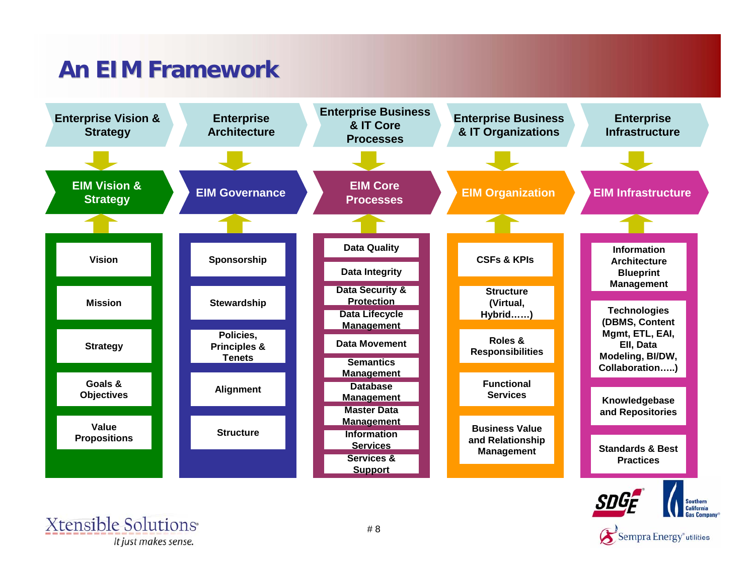# An EIM Framework

| Enterprise Vision & Strategy | Enterprise Architecture | Enterprise Business & IT Core Processes | Enterprise Business & IT Organizations | Enterprise Infrastructure |
|---|---|---|---|---|
| **EIM Vision & Strategy** | **EIM Governance** | **EIM Core Processes** | **EIM Organization** | **EIM Infrastructure** |
| Vision | Sponsorship | Data Quality | CSFs & KPIs | Information Architecture Blueprint Management |
| Mission | Stewardship | Data Integrity | Structure (Virtual, Hybrid……) | Technologies (DBMS, Content Mgmt, ETL, EAI, EII, Data Modeling, BI/DW, Collaboration…..) |
| Strategy | Policies, Principles & Tenets | Data Security & Protection | Roles & Responsibilities | Knowledgebase and Repositories |
| Goals & Objectives | Alignment | Data Lifecycle Management | Functional Services | Standards & Best Practices |
| Value Propositions | Structure | Data Movement | Business Value and Relationship Management | |
| | | Semantics Management | | |
| | | Database Management | | |
| | | Master Data Management | | |
| | | Information Services | | |
| | | Services & Support | | |

Xtensible Solutions — It just makes sense.

SDGE — Southern California Gas Company — Sempra Energy utilities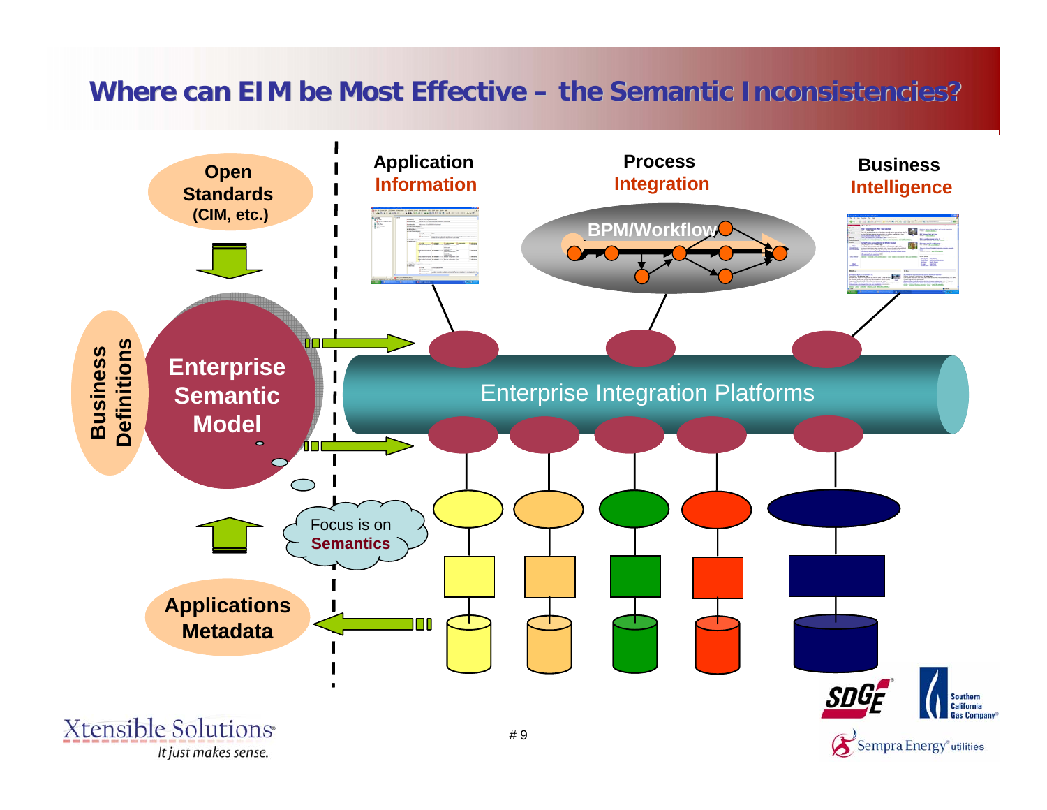# Where can EIM be Most Effective – the Semantic Inconsistencies?

Open Standards (CIM, etc.)

Business Definitions

Enterprise Semantic Model

Applications Metadata

Focus is on **Semantics**

Application **Information**

Process **Integration**

Business **Intelligence**

BPM/Workflow

Enterprise Integration Platforms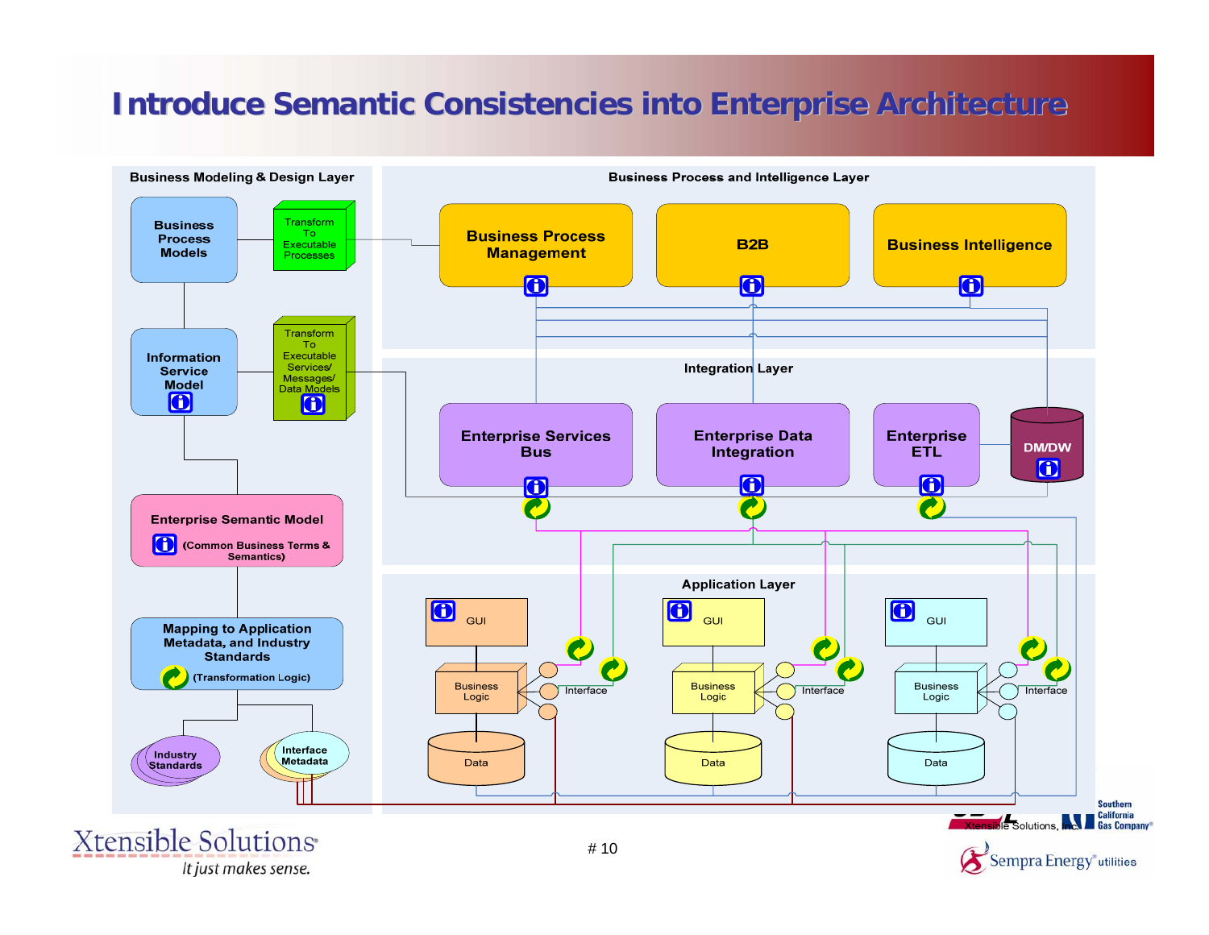# Introduce Semantic Consistencies into Enterprise Architecture

**Business Modeling & Design Layer**

- Business Process Models
- Transform To Executable Processes
- Information Service Model
- Transform To Executable Services/ Messages/ Data Models
- Enterprise Semantic Model (Common Business Terms & Semantics)
- Mapping to Application Metadata, and Industry Standards (Transformation Logic)
- Industry Standards
- Interface Metadata

**Business Process and Intelligence Layer**

- Business Process Management
- B2B
- Business Intelligence

**Integration Layer**

- Enterprise Services Bus
- Enterprise Data Integration
- Enterprise ETL
- DM/DW

**Application Layer**

- GUI
- Business Logic
- Interface
- Data

Xtensible Solutions, Inc.

Southern California Gas Company

Sempra Energy utilities

Xtensible Solutions — It just makes sense.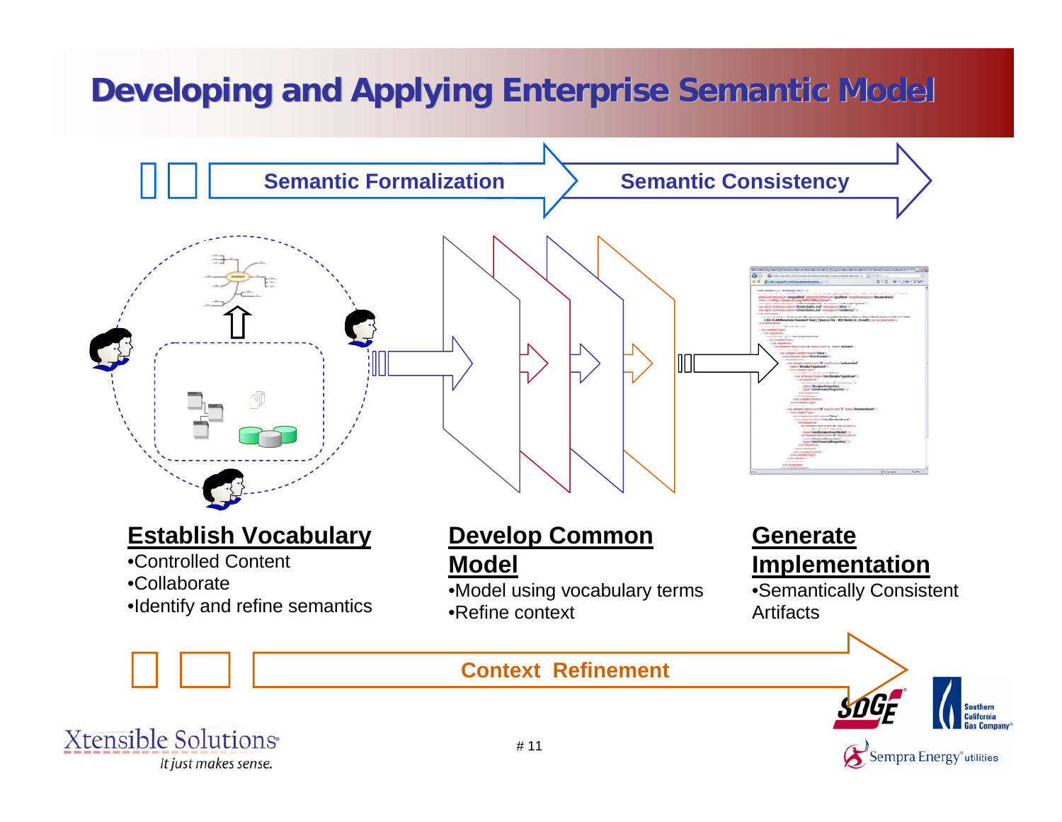# Developing and Applying Enterprise Semantic Model

Semantic Formalization → Semantic Consistency

**Establish Vocabulary**

- Controlled Content
- Collaborate
- Identify and refine semantics

**Develop Common Model**

- Model using vocabulary terms
- Refine context

**Generate Implementation**

- Semantically Consistent Artifacts

Context Refinement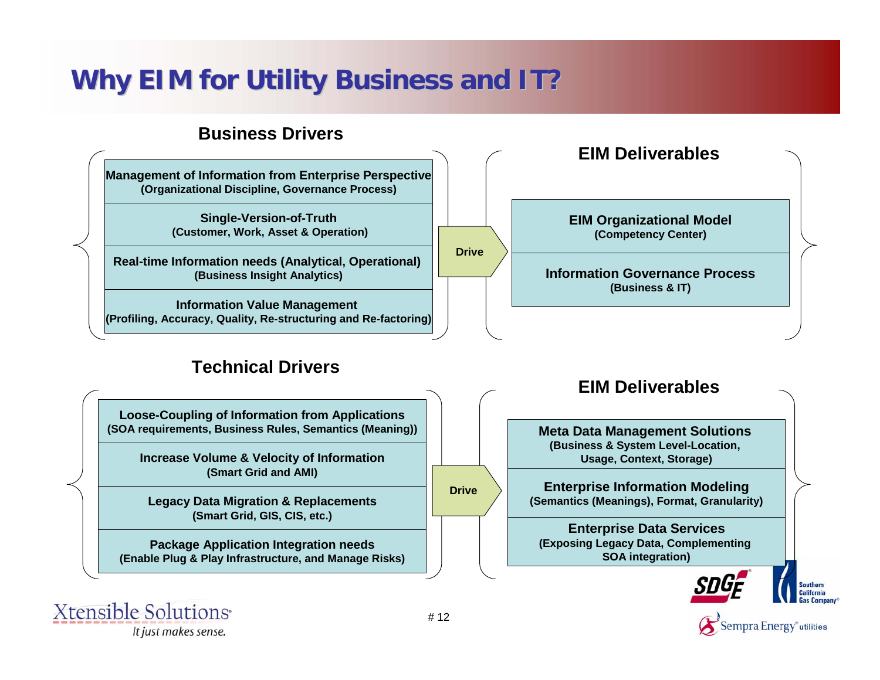# Why EIM for Utility Business and IT?

## Business Drivers

- **Management of Information from Enterprise Perspective**
  (Organizational Discipline, Governance Process)
- **Single-Version-of-Truth**
  (Customer, Work, Asset & Operation)
- **Real-time Information needs (Analytical, Operational)**
  (Business Insight Analytics)
- **Information Value Management**
  (Profiling, Accuracy, Quality, Re-structuring and Re-factoring)

**Drive**

### EIM Deliverables

- **EIM Organizational Model**
  (Competency Center)
- **Information Governance Process**
  (Business & IT)

## Technical Drivers

- **Loose-Coupling of Information from Applications**
  (SOA requirements, Business Rules, Semantics (Meaning))
- **Increase Volume & Velocity of Information**
  (Smart Grid and AMI)
- **Legacy Data Migration & Replacements**
  (Smart Grid, GIS, CIS, etc.)
- **Package Application Integration needs**
  (Enable Plug & Play Infrastructure, and Manage Risks)

**Drive**

### EIM Deliverables

- **Meta Data Management Solutions**
  (Business & System Level-Location, Usage, Context, Storage)
- **Enterprise Information Modeling**
  (Semantics (Meanings), Format, Granularity)
- **Enterprise Data Services**
  (Exposing Legacy Data, Complementing SOA integration)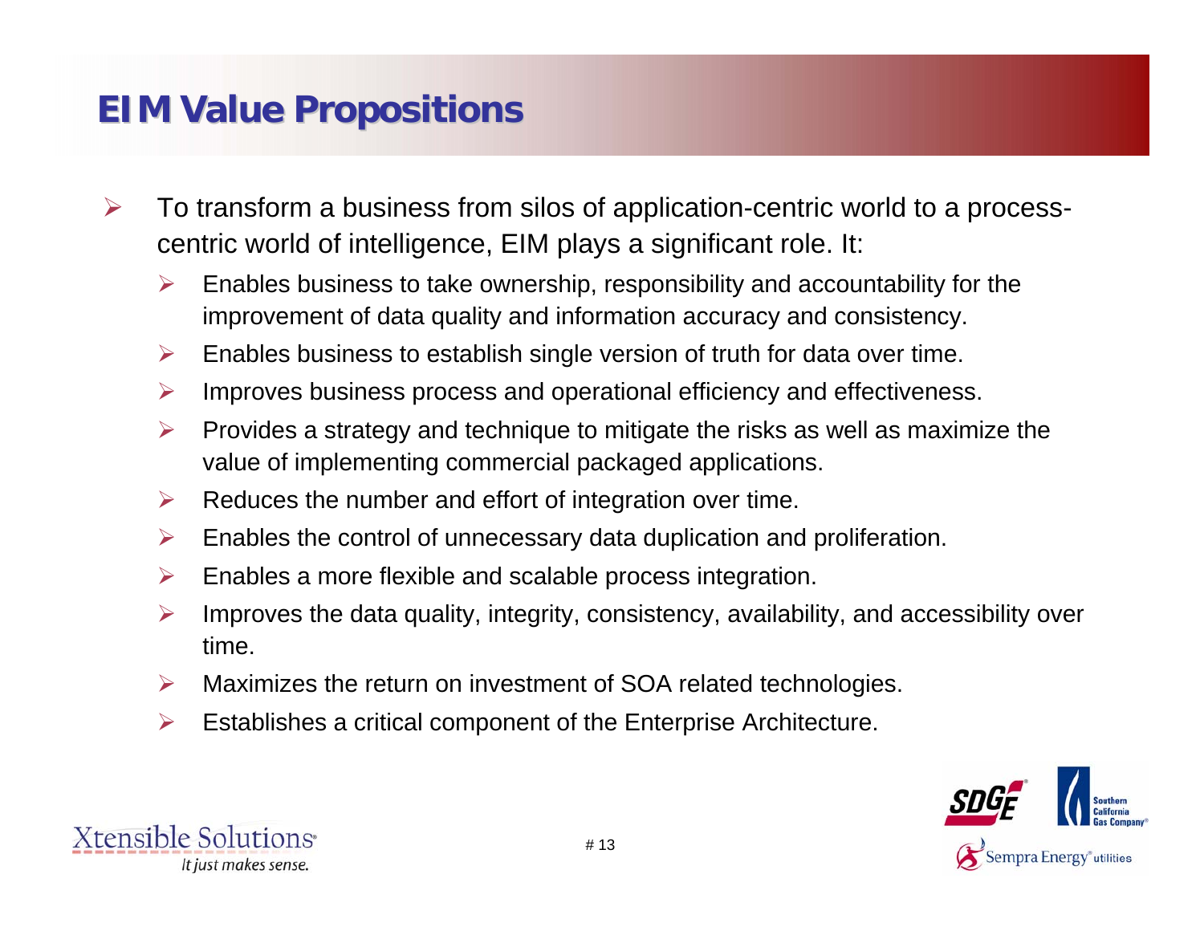# EIM Value Propositions

- To transform a business from silos of application-centric world to a process-centric world of intelligence, EIM plays a significant role. It:
  - Enables business to take ownership, responsibility and accountability for the improvement of data quality and information accuracy and consistency.
  - Enables business to establish single version of truth for data over time.
  - Improves business process and operational efficiency and effectiveness.
  - Provides a strategy and technique to mitigate the risks as well as maximize the value of implementing commercial packaged applications.
  - Reduces the number and effort of integration over time.
  - Enables the control of unnecessary data duplication and proliferation.
  - Enables a more flexible and scalable process integration.
  - Improves the data quality, integrity, consistency, availability, and accessibility over time.
  - Maximizes the return on investment of SOA related technologies.
  - Establishes a critical component of the Enterprise Architecture.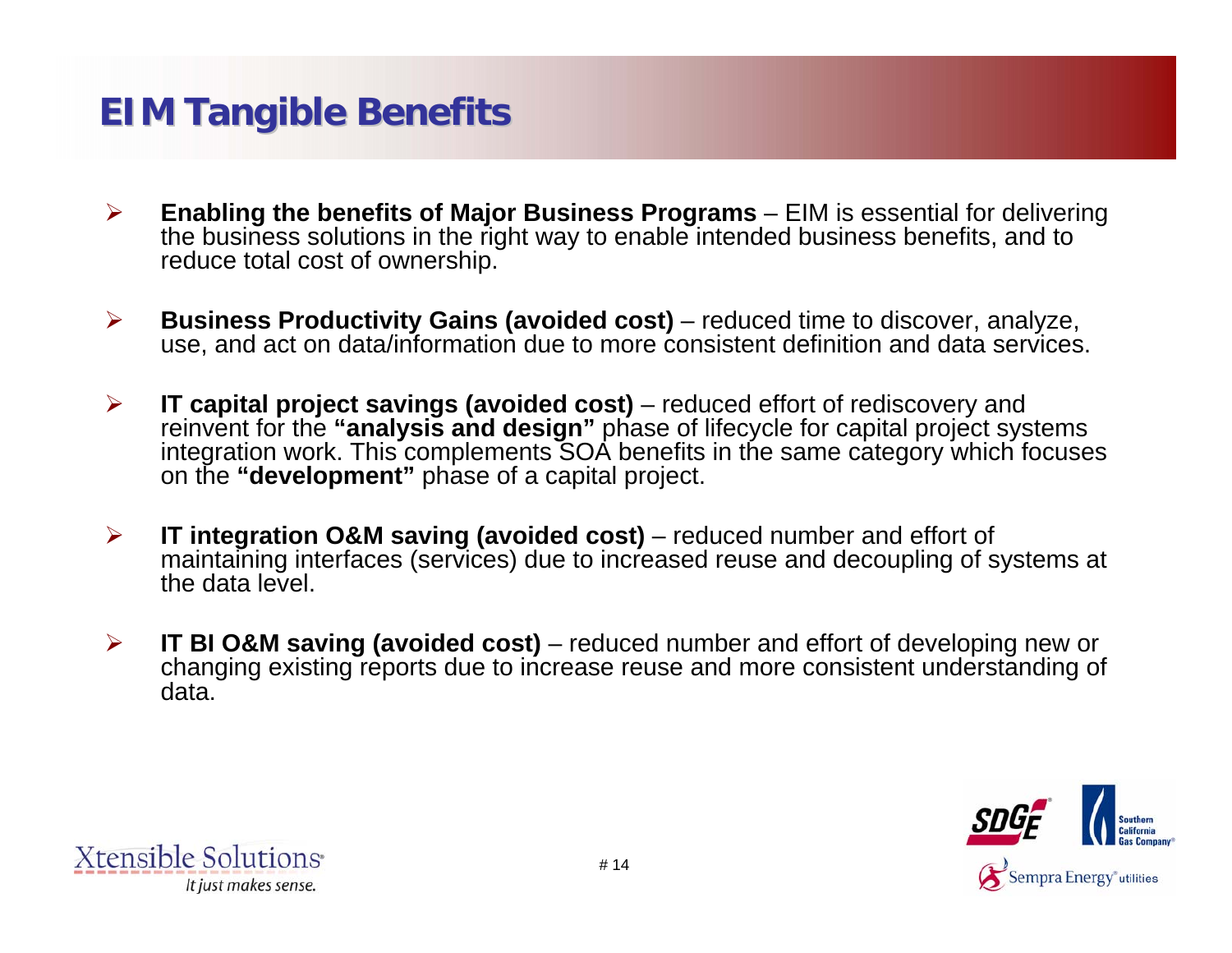# EIM Tangible Benefits

- **Enabling the benefits of Major Business Programs** – EIM is essential for delivering the business solutions in the right way to enable intended business benefits, and to reduce total cost of ownership.
- **Business Productivity Gains (avoided cost)** – reduced time to discover, analyze, use, and act on data/information due to more consistent definition and data services.
- **IT capital project savings (avoided cost)** – reduced effort of rediscovery and reinvent for the **"analysis and design"** phase of lifecycle for capital project systems integration work. This complements SOA benefits in the same category which focuses on the **"development"** phase of a capital project.
- **IT integration O&M saving (avoided cost)** – reduced number and effort of maintaining interfaces (services) due to increased reuse and decoupling of systems at the data level.
- **IT BI O&M saving (avoided cost)** – reduced number and effort of developing new or changing existing reports due to increase reuse and more consistent understanding of data.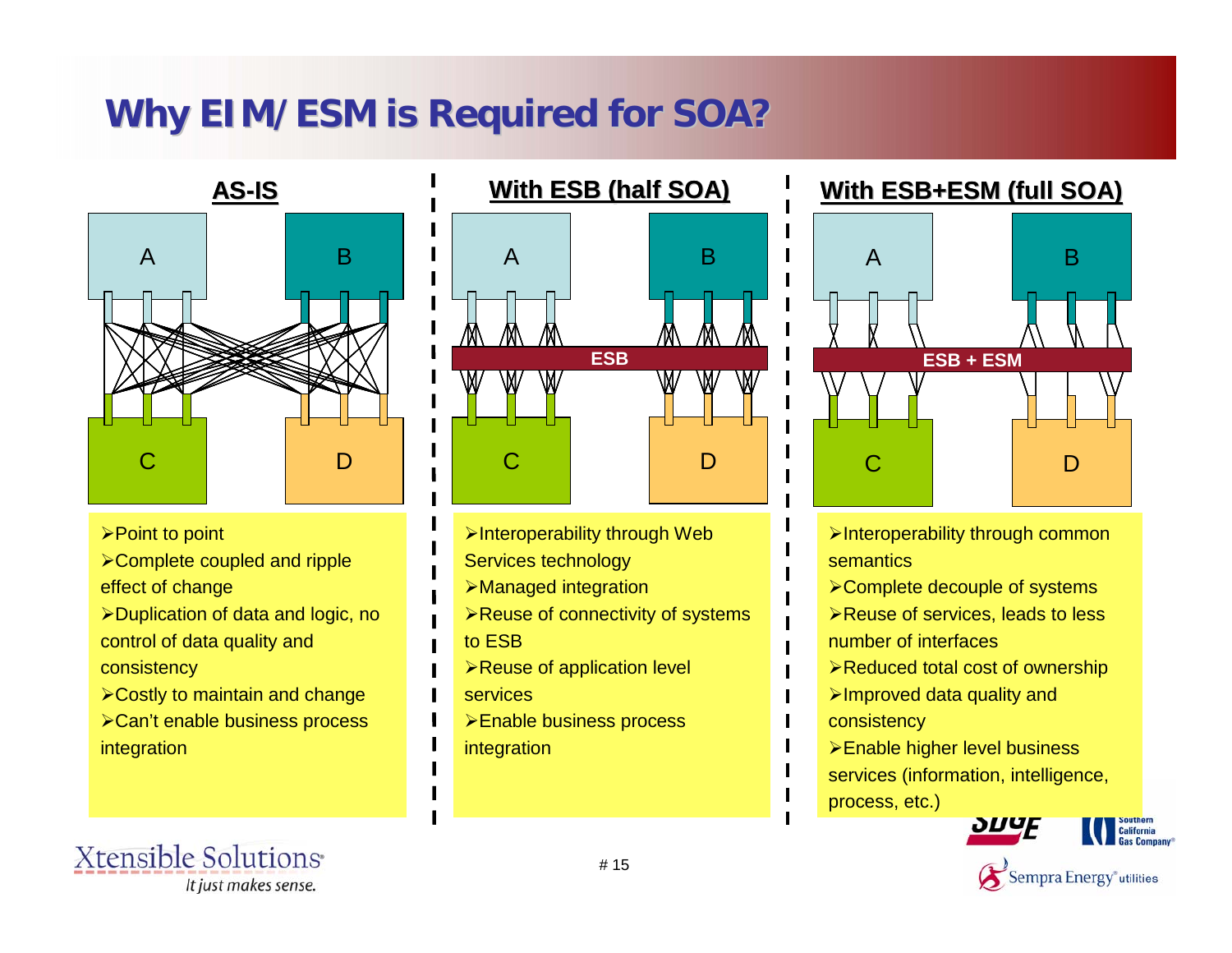# Why EIM/ESM is Required for SOA?

## AS-IS

A B C D

- Point to point
- Complete coupled and ripple effect of change
- Duplication of data and logic, no control of data quality and consistency
- Costly to maintain and change
- Can't enable business process integration

## With ESB (half SOA)

A B ESB C D

- Interoperability through Web Services technology
- Managed integration
- Reuse of connectivity of systems to ESB
- Reuse of application level services
- Enable business process integration

## With ESB+ESM (full SOA)

A B ESB + ESM C D

- Interoperability through common semantics
- Complete decouple of systems
- Reuse of services, leads to less number of interfaces
- Reduced total cost of ownership
- Improved data quality and consistency
- Enable higher level business services (information, intelligence, process, etc.)

Xtensible Solutions® *It just makes sense.*

SDGE Southern California Gas Company® Sempra Energy® utilities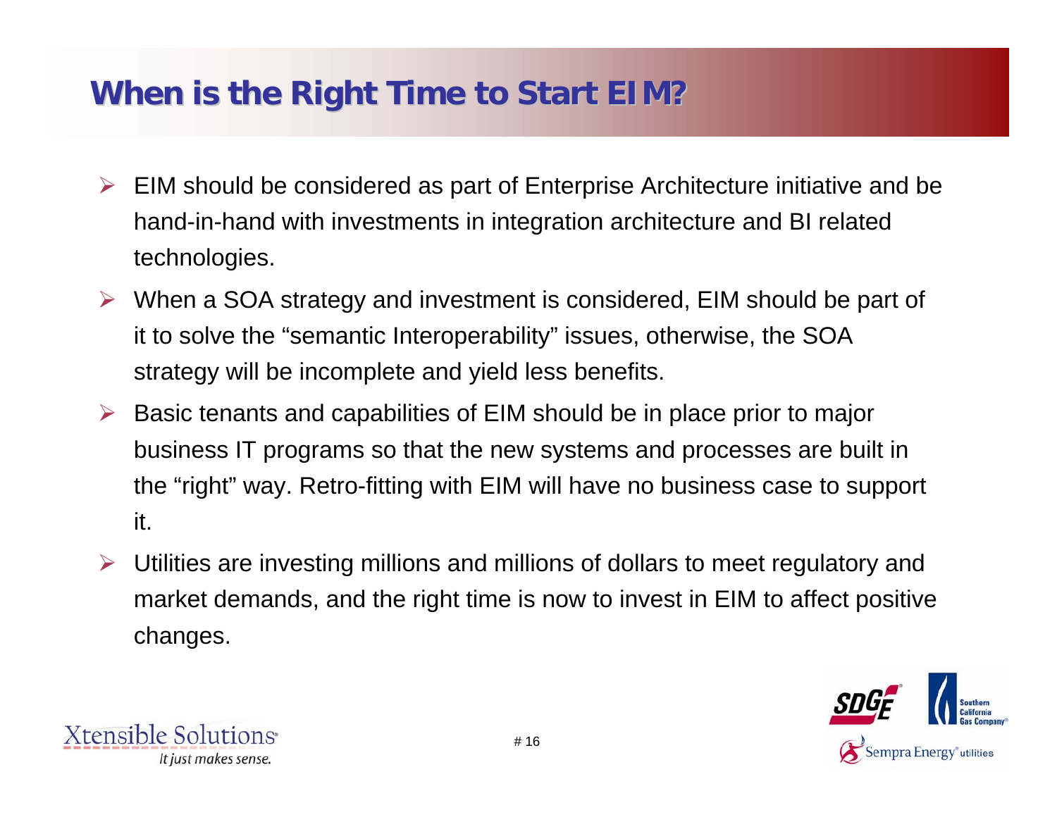# When is the Right Time to Start EIM?

- EIM should be considered as part of Enterprise Architecture initiative and be hand-in-hand with investments in integration architecture and BI related technologies.
- When a SOA strategy and investment is considered, EIM should be part of it to solve the “semantic Interoperability” issues, otherwise, the SOA strategy will be incomplete and yield less benefits.
- Basic tenants and capabilities of EIM should be in place prior to major business IT programs so that the new systems and processes are built in the “right” way. Retro-fitting with EIM will have no business case to support it.
- Utilities are investing millions and millions of dollars to meet regulatory and market demands, and the right time is now to invest in EIM to affect positive changes.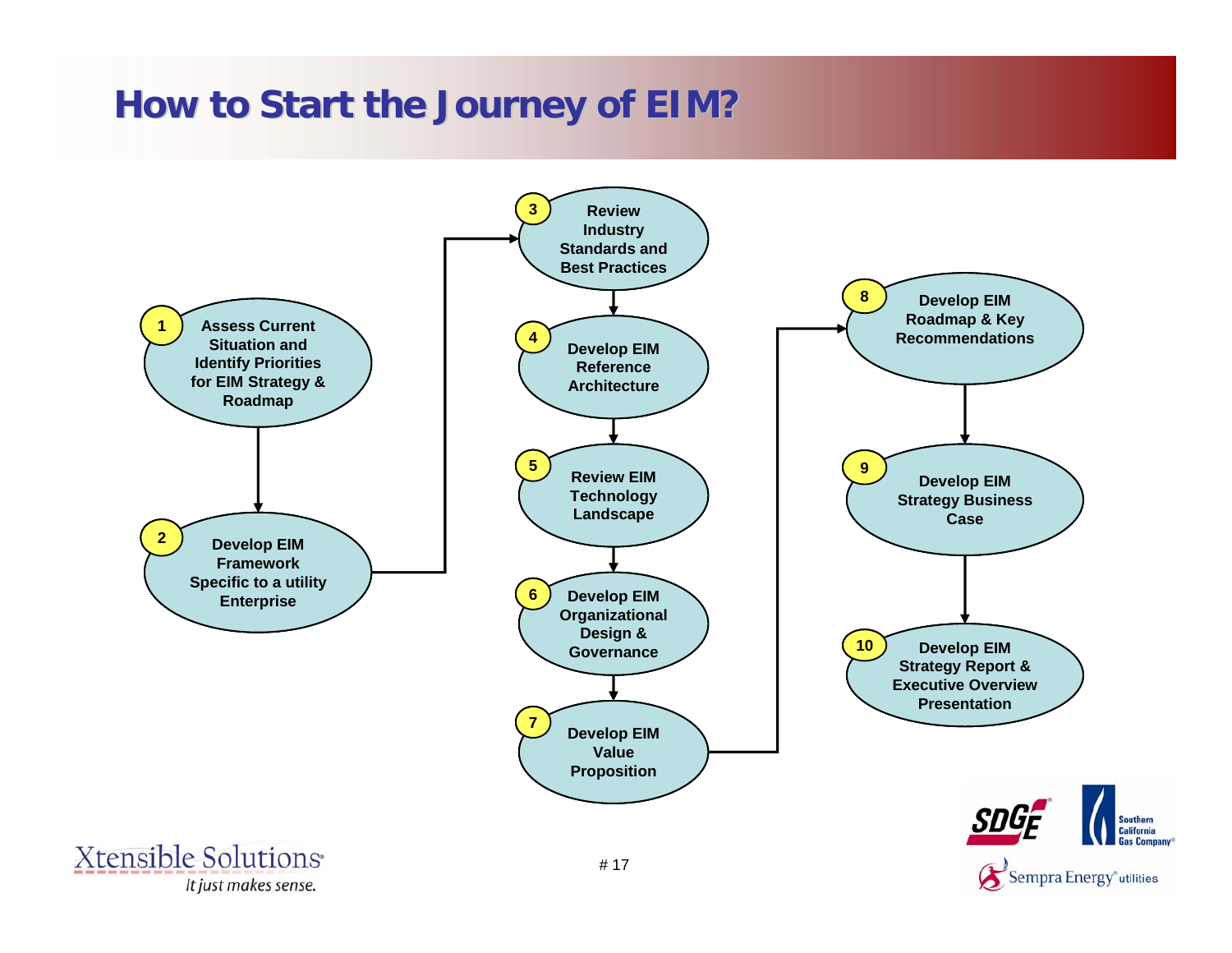# How to Start the Journey of EIM?

1. Assess Current Situation and Identify Priorities for EIM Strategy & Roadmap
2. Develop EIM Framework Specific to a utility Enterprise
3. Review Industry Standards and Best Practices
4. Develop EIM Reference Architecture
5. Review EIM Technology Landscape
6. Develop EIM Organizational Design & Governance
7. Develop EIM Value Proposition
8. Develop EIM Roadmap & Key Recommendations
9. Develop EIM Strategy Business Case
10. Develop EIM Strategy Report & Executive Overview Presentation

Xtensible Solutions — *It just makes sense.*

SDGE | Southern California Gas Company | Sempra Energy utilities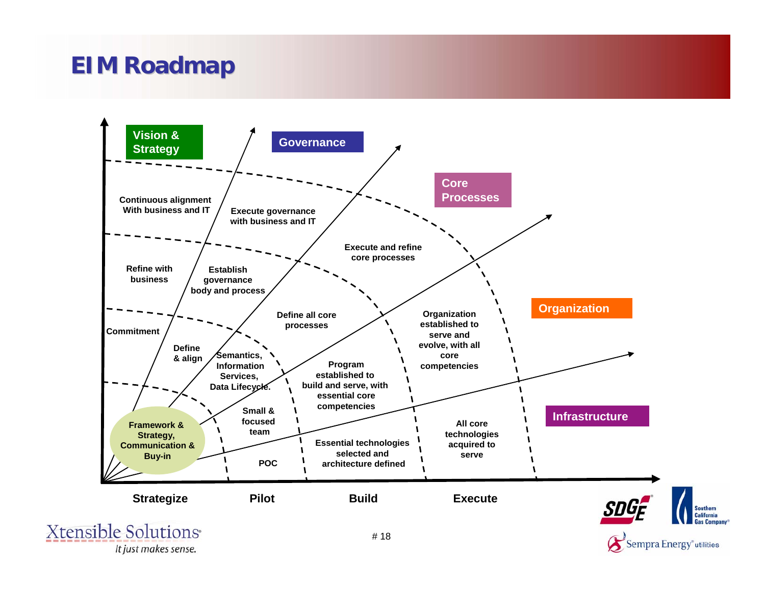# EIM Roadmap

**Vision & Strategy**

**Governance**

**Core Processes**

**Organization**

**Infrastructure**

| | Strategize | Pilot | Build | Execute |
|---|---|---|---|---|
| Vision & Strategy | Framework & Strategy, Communication & Buy-in; Commitment | Refine with business | Continuous alignment With business and IT | |
| Governance | Define & align | Establish governance body and process | Execute governance with business and IT | |
| Core Processes | | Semantics, Information Services, Data Lifecycle. | Define all core processes | Execute and refine core processes |
| Organization | | Small & focused team | Program established to build and serve, with essential core competencies | Organization established to serve and evolve, with all core competencies |
| Infrastructure | | POC | Essential technologies selected and architecture defined | All core technologies acquired to serve |

Xtensible Solutions
*It just makes sense.*

SDGE | Southern California Gas Company | Sempra Energy utilities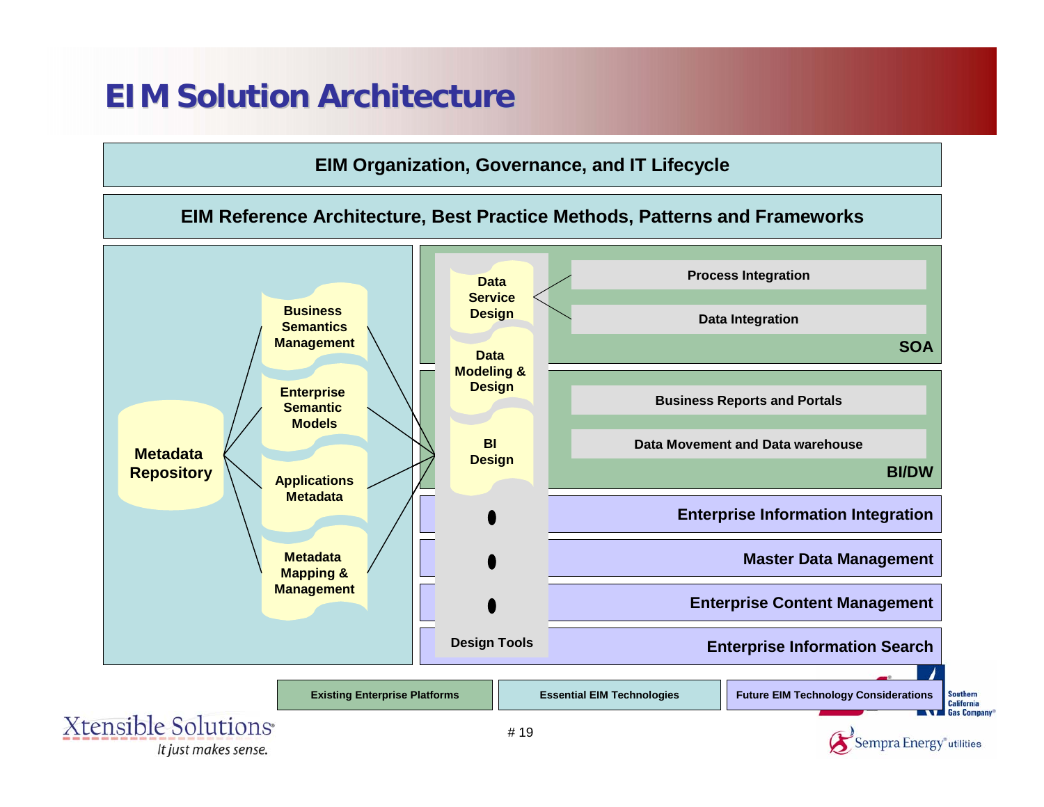# EIM Solution Architecture

**EIM Organization, Governance, and IT Lifecycle**

**EIM Reference Architecture, Best Practice Methods, Patterns and Frameworks**

**Metadata Repository**

- **Business Semantics Management**
- **Enterprise Semantic Models**
- **Applications Metadata**
- **Metadata Mapping & Management**

**Design Tools**

- **Data Service Design**
- **Data Modeling & Design**
- **BI Design**
- •
- •
- •

**SOA**

- **Process Integration**
- **Data Integration**

**BI/DW**

- **Business Reports and Portals**
- **Data Movement and Data warehouse**

**Enterprise Information Integration**

**Master Data Management**

**Enterprise Content Management**

**Enterprise Information Search**

| Existing Enterprise Platforms | Essential EIM Technologies | Future EIM Technology Considerations |
|---|---|---|

Xtensible Solutions® *It just makes sense.*

Southern California Gas Company®

Sempra Energy® utilities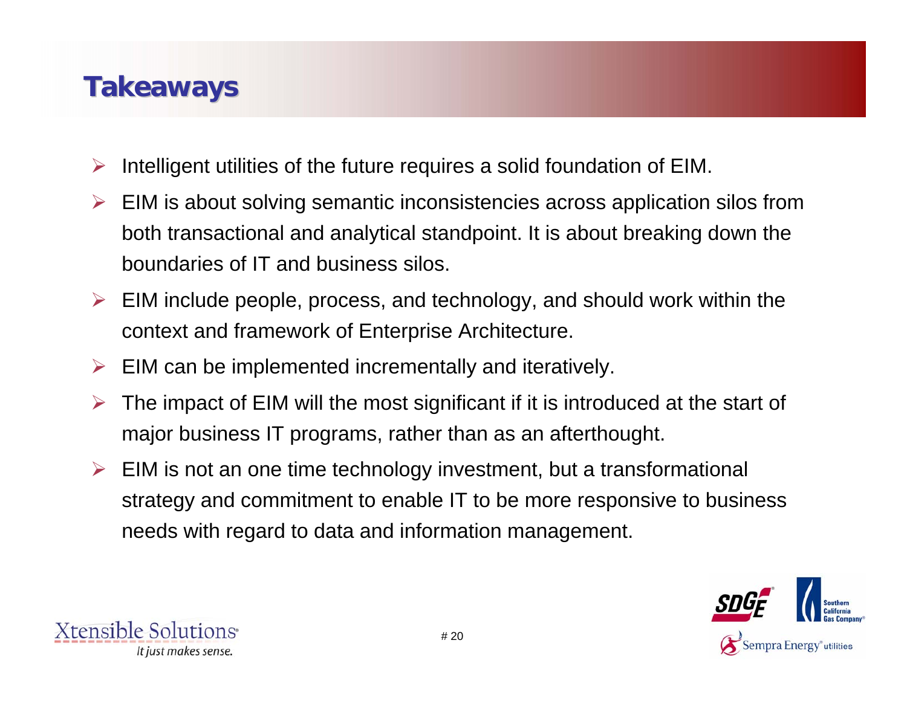# Takeaways

- Intelligent utilities of the future requires a solid foundation of EIM.
- EIM is about solving semantic inconsistencies across application silos from both transactional and analytical standpoint. It is about breaking down the boundaries of IT and business silos.
- EIM include people, process, and technology, and should work within the context and framework of Enterprise Architecture.
- EIM can be implemented incrementally and iteratively.
- The impact of EIM will the most significant if it is introduced at the start of major business IT programs, rather than as an afterthought.
- EIM is not an one time technology investment, but a transformational strategy and commitment to enable IT to be more responsive to business needs with regard to data and information management.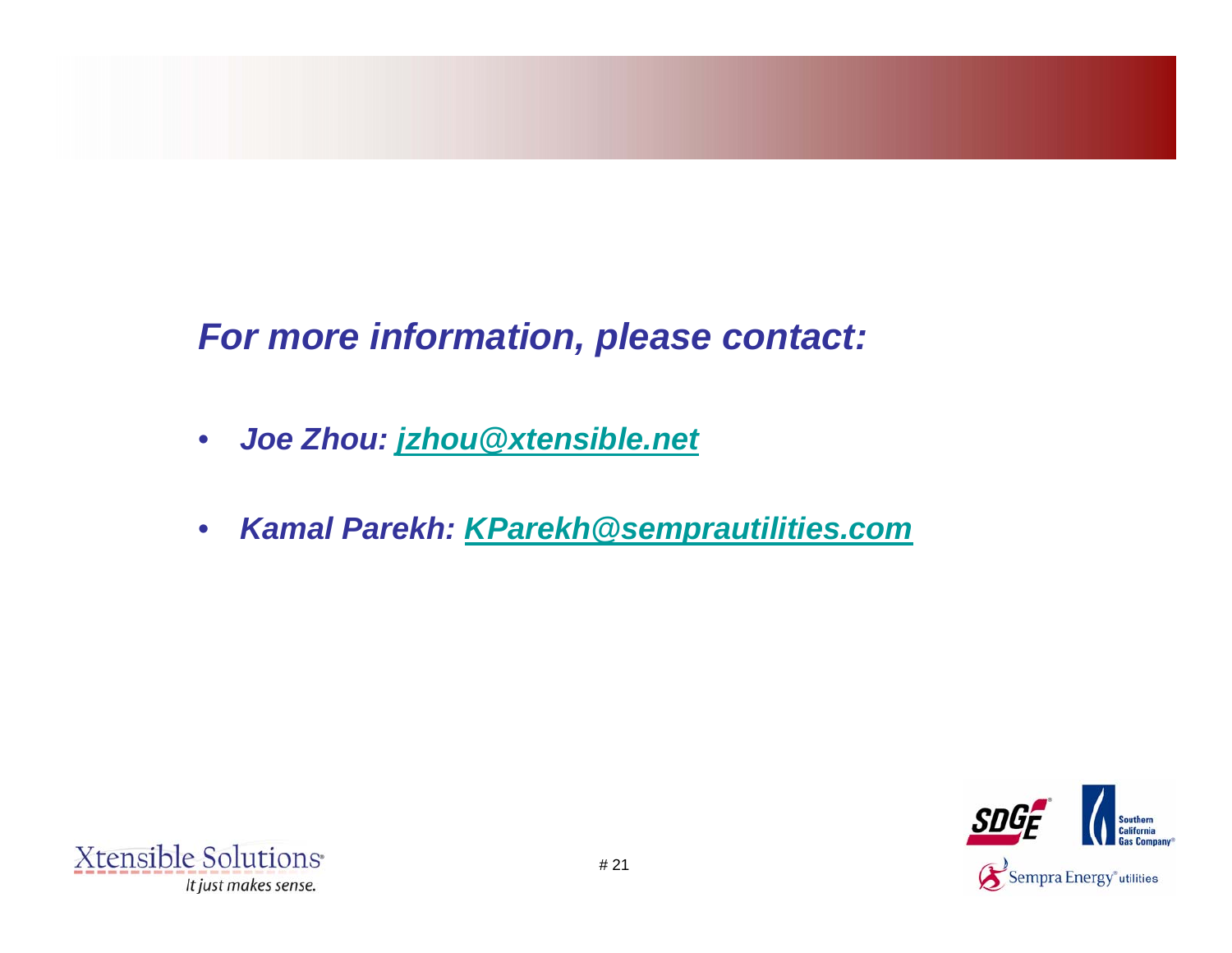*For more information, please contact:*

- ***Joe Zhou: jzhou@xtensible.net***
- ***Kamal Parekh: KParekh@semprautilities.com***